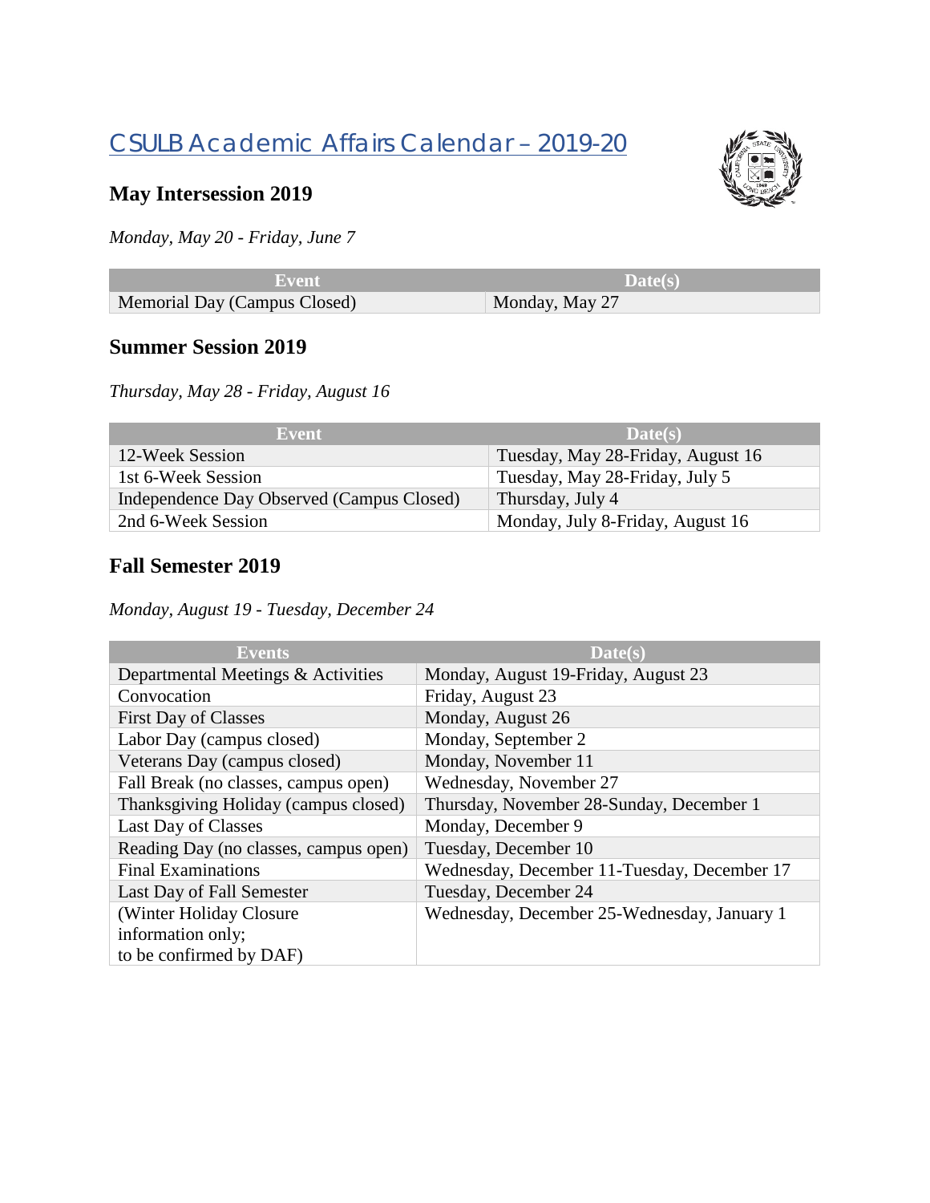# CSULB Academic Affairs Calendar – 2019-20

## May Intersession 2019

*Monday, May 20 - Friday, June 7*

| Event | Date(s) |
|---|---|
| Memorial Day (Campus Closed) | Monday, May 27 |

## Summer Session 2019

*Thursday, May 28 - Friday, August 16*

| Event | Date(s) |
|---|---|
| 12-Week Session | Tuesday, May 28-Friday, August 16 |
| 1st 6-Week Session | Tuesday, May 28-Friday, July 5 |
| Independence Day Observed (Campus Closed) | Thursday, July 4 |
| 2nd 6-Week Session | Monday, July 8-Friday, August 16 |

## Fall Semester 2019

*Monday, August 19 - Tuesday, December 24*

| Events | Date(s) |
|---|---|
| Departmental Meetings & Activities | Monday, August 19-Friday, August 23 |
| Convocation | Friday, August 23 |
| First Day of Classes | Monday, August 26 |
| Labor Day (campus closed) | Monday, September 2 |
| Veterans Day (campus closed) | Monday, November 11 |
| Fall Break (no classes, campus open) | Wednesday, November 27 |
| Thanksgiving Holiday (campus closed) | Thursday, November 28-Sunday, December 1 |
| Last Day of Classes | Monday, December 9 |
| Reading Day (no classes, campus open) | Tuesday, December 10 |
| Final Examinations | Wednesday, December 11-Tuesday, December 17 |
| Last Day of Fall Semester | Tuesday, December 24 |
| (Winter Holiday Closure information only; to be confirmed by DAF) | Wednesday, December 25-Wednesday, January 1 |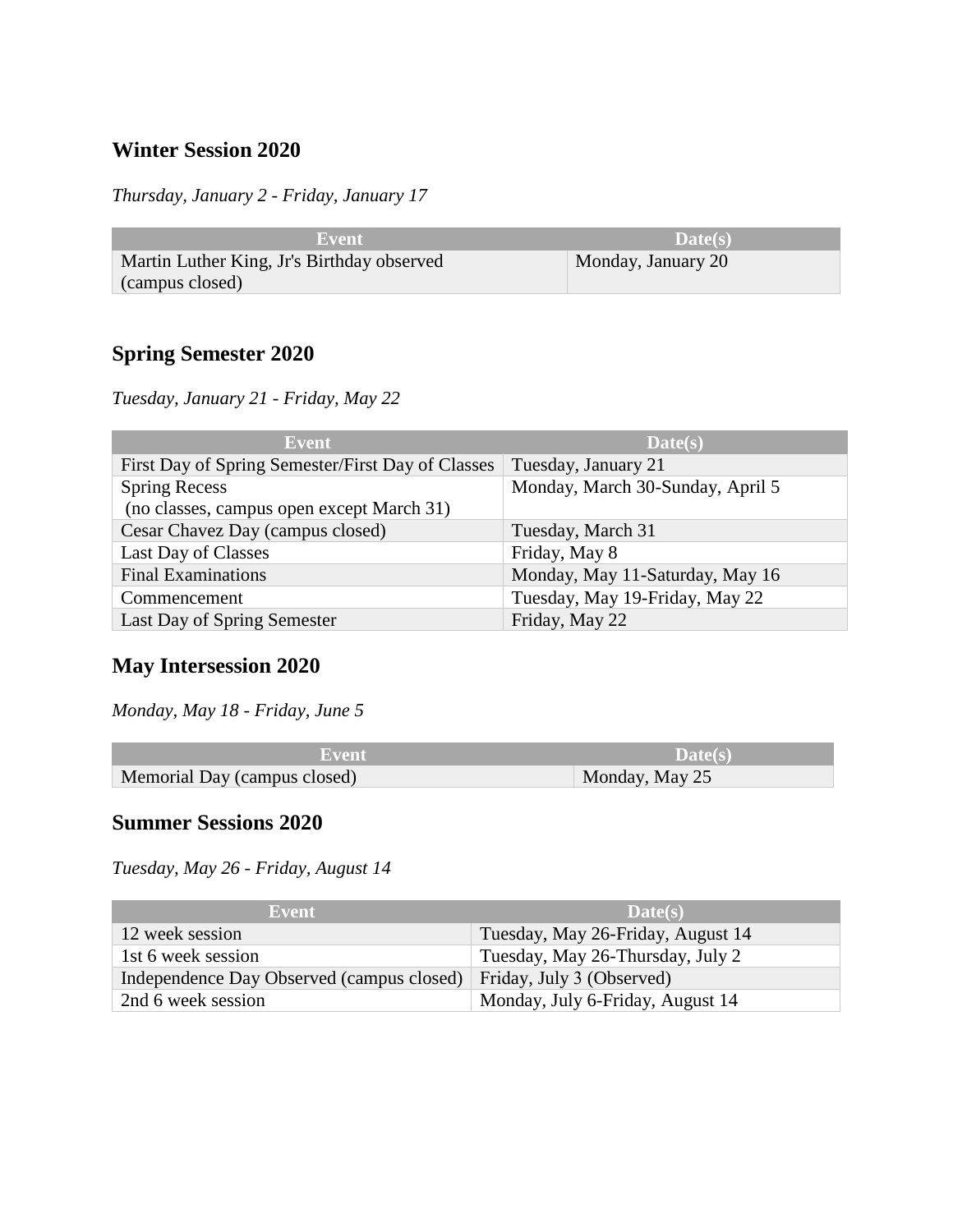## Winter Session 2020

*Thursday, January 2 - Friday, January 17*

| Event | Date(s) |
| --- | --- |
| Martin Luther King, Jr's Birthday observed (campus closed) | Monday, January 20 |

## Spring Semester 2020

*Tuesday, January 21 - Friday, May 22*

| Event | Date(s) |
| --- | --- |
| First Day of Spring Semester/First Day of Classes | Tuesday, January 21 |
| Spring Recess (no classes, campus open except March 31) | Monday, March 30-Sunday, April 5 |
| Cesar Chavez Day (campus closed) | Tuesday, March 31 |
| Last Day of Classes | Friday, May 8 |
| Final Examinations | Monday, May 11-Saturday, May 16 |
| Commencement | Tuesday, May 19-Friday, May 22 |
| Last Day of Spring Semester | Friday, May 22 |

## May Intersession 2020

*Monday, May 18 - Friday, June 5*

| Event | Date(s) |
| --- | --- |
| Memorial Day (campus closed) | Monday, May 25 |

## Summer Sessions 2020

*Tuesday, May 26 - Friday, August 14*

| Event | Date(s) |
| --- | --- |
| 12 week session | Tuesday, May 26-Friday, August 14 |
| 1st 6 week session | Tuesday, May 26-Thursday, July 2 |
| Independence Day Observed (campus closed) | Friday, July 3 (Observed) |
| 2nd 6 week session | Monday, July 6-Friday, August 14 |